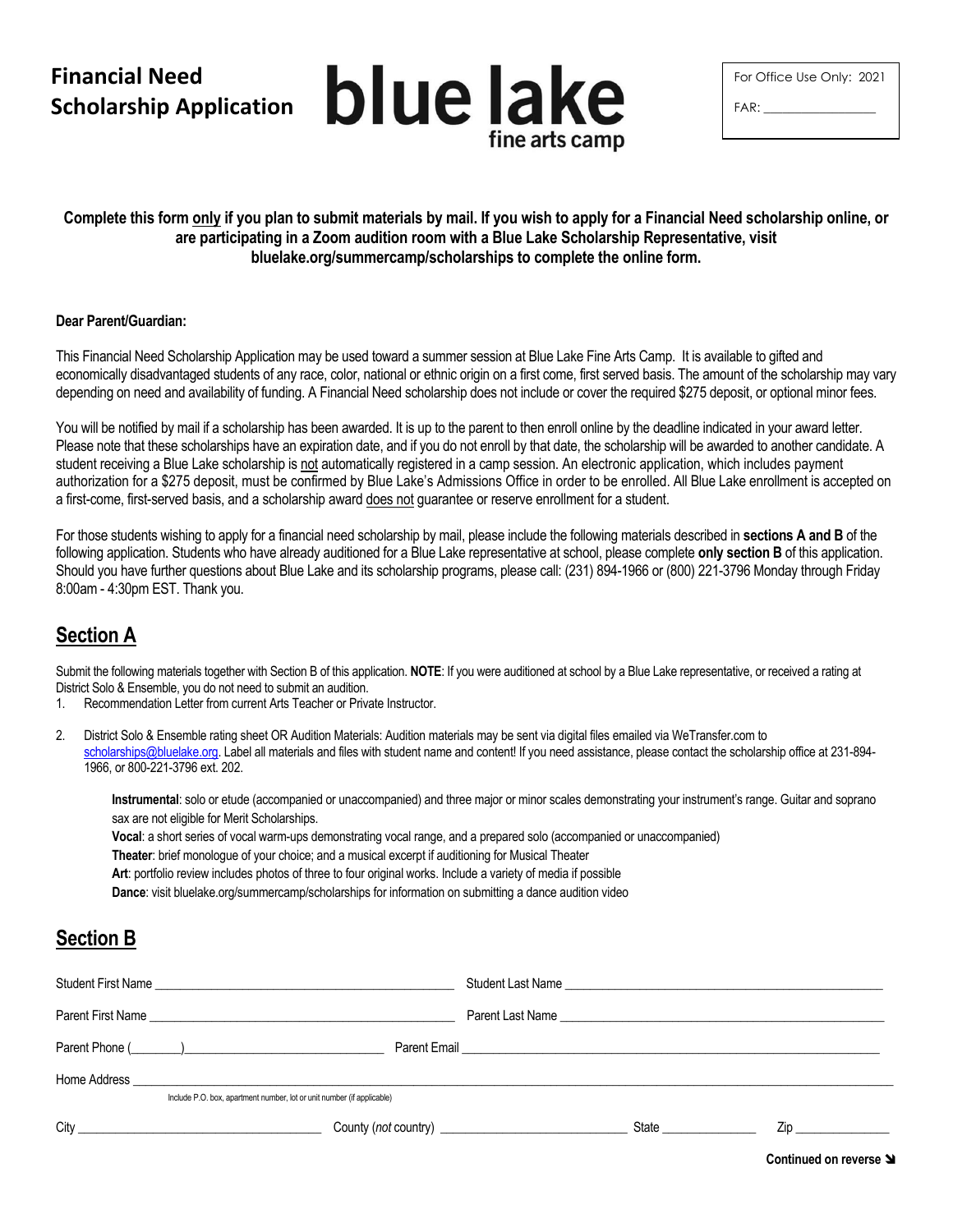# Financial Need Scholarship Application

**blue lake**
fine arts camp

For Office Use Only: 2021

FAR: \_\_\_\_\_\_\_\_\_\_\_\_\_\_\_\_

**Complete this form only if you plan to submit materials by mail. If you wish to apply for a Financial Need scholarship online, or are participating in a Zoom audition room with a Blue Lake Scholarship Representative, visit bluelake.org/summercamp/scholarships to complete the online form.**

**Dear Parent/Guardian:**

This Financial Need Scholarship Application may be used toward a summer session at Blue Lake Fine Arts Camp. It is available to gifted and economically disadvantaged students of any race, color, national or ethnic origin on a first come, first served basis. The amount of the scholarship may vary depending on need and availability of funding. A Financial Need scholarship does not include or cover the required $275 deposit, or optional minor fees.

You will be notified by mail if a scholarship has been awarded. It is up to the parent to then enroll online by the deadline indicated in your award letter. Please note that these scholarships have an expiration date, and if you do not enroll by that date, the scholarship will be awarded to another candidate. A student receiving a Blue Lake scholarship is not automatically registered in a camp session. An electronic application, which includes payment authorization for a $275 deposit, must be confirmed by Blue Lake's Admissions Office in order to be enrolled. All Blue Lake enrollment is accepted on a first-come, first-served basis, and a scholarship award does not guarantee or reserve enrollment for a student.

For those students wishing to apply for a financial need scholarship by mail, please include the following materials described in **sections A and B** of the following application. Students who have already auditioned for a Blue Lake representative at school, please complete **only section B** of this application. Should you have further questions about Blue Lake and its scholarship programs, please call: (231) 894-1966 or (800) 221-3796 Monday through Friday 8:00am - 4:30pm EST. Thank you.

## Section A

Submit the following materials together with Section B of this application. **NOTE**: If you were auditioned at school by a Blue Lake representative, or received a rating at District Solo & Ensemble, you do not need to submit an audition.

1. Recommendation Letter from current Arts Teacher or Private Instructor.
2. District Solo & Ensemble rating sheet OR Audition Materials: Audition materials may be sent via digital files emailed via WeTransfer.com to scholarships@bluelake.org. Label all materials and files with student name and content! If you need assistance, please contact the scholarship office at 231-894-1966, or 800-221-3796 ext. 202.

   **Instrumental**: solo or etude (accompanied or unaccompanied) and three major or minor scales demonstrating your instrument's range. Guitar and soprano sax are not eligible for Merit Scholarships.
   **Vocal**: a short series of vocal warm-ups demonstrating vocal range, and a prepared solo (accompanied or unaccompanied)
   **Theater**: brief monologue of your choice; and a musical excerpt if auditioning for Musical Theater
   **Art**: portfolio review includes photos of three to four original works. Include a variety of media if possible
   **Dance**: visit bluelake.org/summercamp/scholarships for information on submitting a dance audition video

## Section B

Student First Name \_\_\_\_\_\_\_\_\_\_\_\_\_\_\_\_\_\_\_\_\_\_\_\_ Student Last Name \_\_\_\_\_\_\_\_\_\_\_\_\_\_\_\_\_\_\_\_\_\_\_\_

Parent First Name \_\_\_\_\_\_\_\_\_\_\_\_\_\_\_\_\_\_\_\_\_\_\_\_ Parent Last Name \_\_\_\_\_\_\_\_\_\_\_\_\_\_\_\_\_\_\_\_\_\_\_\_

Parent Phone (\_\_\_\_\_\_\_)\_\_\_\_\_\_\_\_\_\_\_\_\_\_\_\_\_\_ Parent Email \_\_\_\_\_\_\_\_\_\_\_\_\_\_\_\_\_\_\_\_\_\_\_\_

Home Address \_\_\_\_\_\_\_\_\_\_\_\_\_\_\_\_\_\_\_\_\_\_\_\_\_\_\_\_\_\_\_\_\_\_\_\_\_\_\_\_\_\_\_\_\_\_\_\_
Include P.O. box, apartment number, lot or unit number (if applicable)

City \_\_\_\_\_\_\_\_\_\_\_\_\_\_\_\_\_\_ County (*not* country) \_\_\_\_\_\_\_\_\_\_\_\_\_\_\_\_\_\_ State \_\_\_\_\_\_\_\_ Zip \_\_\_\_\_\_\_\_

**Continued on reverse**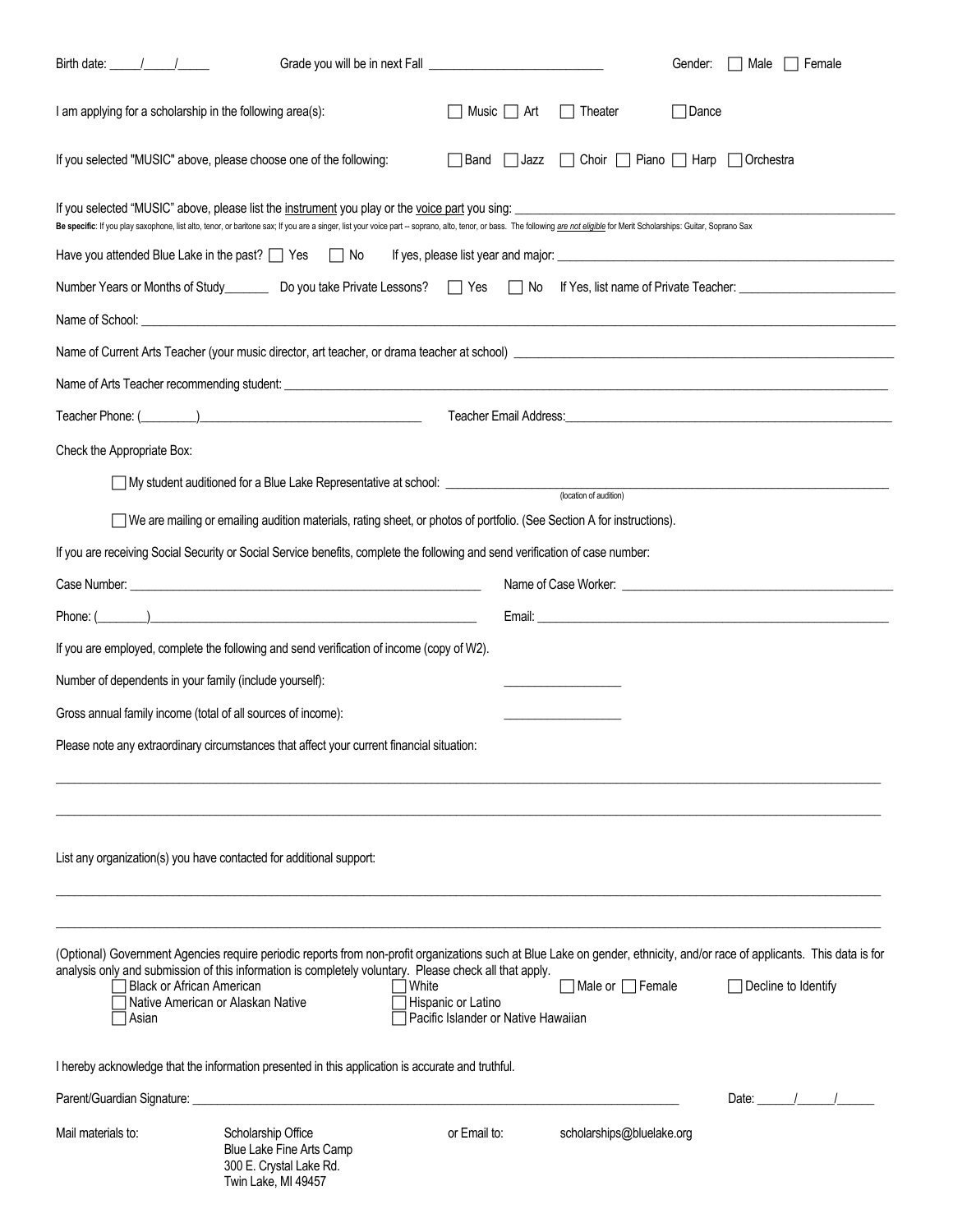Birth date: _____/_____/_____ Grade you will be in next Fall ___________________________ Gender: ☐ Male ☐ Female

I am applying for a scholarship in the following area(s): ☐ Music ☐ Art ☐ Theater ☐ Dance

If you selected "MUSIC" above, please choose one of the following: ☐ Band ☐ Jazz ☐ Choir ☐ Piano ☐ Harp ☐ Orchestra

If you selected "MUSIC" above, please list the instrument you play or the voice part you sing: ___________________________

**Be specific**: If you play saxophone, list alto, tenor, or baritone sax; If you are a singer, list your voice part -- soprano, alto, tenor, or bass. The following ***are not eligible*** for Merit Scholarships: Guitar, Soprano Sax

Have you attended Blue Lake in the past? ☐ Yes ☐ No If yes, please list year and major: ___________________________

Number Years or Months of Study_______ Do you take Private Lessons? ☐ Yes ☐ No If Yes, list name of Private Teacher: ___________________________

Name of School: ___________________________

Name of Current Arts Teacher (your music director, art teacher, or drama teacher at school) ___________________________

Name of Arts Teacher recommending student: ___________________________

Teacher Phone: (_________)___________________________ Teacher Email Address:___________________________

Check the Appropriate Box:

☐ My student auditioned for a Blue Lake Representative at school: ___________________________
(location of audition)

☐ We are mailing or emailing audition materials, rating sheet, or photos of portfolio. (See Section A for instructions).

If you are receiving Social Security or Social Service benefits, complete the following and send verification of case number:

Case Number: ___________________________ Name of Case Worker: ___________________________

Phone: (________)___________________________ Email: ___________________________

If you are employed, complete the following and send verification of income (copy of W2).

Number of dependents in your family (include yourself): __________________

Gross annual family income (total of all sources of income): __________________

Please note any extraordinary circumstances that affect your current financial situation:

___________________________

___________________________

List any organization(s) you have contacted for additional support:

___________________________

___________________________

(Optional) Government Agencies require periodic reports from non-profit organizations such at Blue Lake on gender, ethnicity, and/or race of applicants. This data is for analysis only and submission of this information is completely voluntary. Please check all that apply.

☐ Black or African American ☐ White ☐ Male or ☐ Female ☐ Decline to Identify
☐ Native American or Alaskan Native ☐ Hispanic or Latino
☐ Asian ☐ Pacific Islander or Native Hawaiian

I hereby acknowledge that the information presented in this application is accurate and truthful.

Parent/Guardian Signature: ___________________________ Date: ______/______/______

Mail materials to: Scholarship Office
Blue Lake Fine Arts Camp
300 E. Crystal Lake Rd.
Twin Lake, MI 49457

or Email to: scholarships@bluelake.org